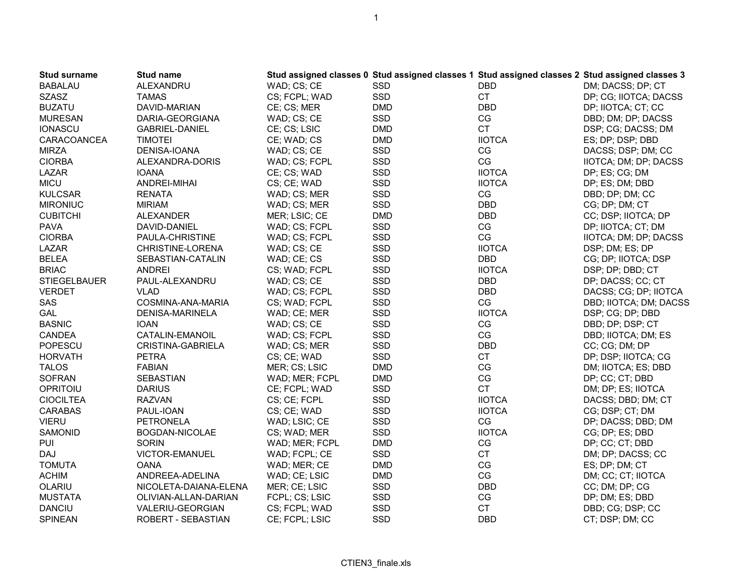| Stud surname | Stud name | Stud assigned classes 0 | Stud assigned classes 1 | Stud assigned classes 2 | Stud assigned classes 3 |
|---|---|---|---|---|---|
| BABALAU | ALEXANDRU | WAD; CS; CE | SSD | DBD | DM; DACSS; DP; CT |
| SZASZ | TAMAS | CS; FCPL; WAD | SSD | CT | DP; CG; IIOTCA; DACSS |
| BUZATU | DAVID-MARIAN | CE; CS; MER | DMD | DBD | DP; IIOTCA; CT; CC |
| MURESAN | DARIA-GEORGIANA | WAD; CS; CE | SSD | CG | DBD; DM; DP; DACSS |
| IONASCU | GABRIEL-DANIEL | CE; CS; LSIC | DMD | CT | DSP; CG; DACSS; DM |
| CARACOANCEA | TIMOTEI | CE; WAD; CS | DMD | IIOTCA | ES; DP; DSP; DBD |
| MIRZA | DENISA-IOANA | WAD; CS; CE | SSD | CG | DACSS; DSP; DM; CC |
| CIORBA | ALEXANDRA-DORIS | WAD; CS; FCPL | SSD | CG | IIOTCA; DM; DP; DACSS |
| LAZAR | IOANA | CE; CS; WAD | SSD | IIOTCA | DP; ES; CG; DM |
| MICU | ANDREI-MIHAI | CS; CE; WAD | SSD | IIOTCA | DP; ES; DM; DBD |
| KULCSAR | RENATA | WAD; CS; MER | SSD | CG | DBD; DP; DM; CC |
| MIRONIUC | MIRIAM | WAD; CS; MER | SSD | DBD | CG; DP; DM; CT |
| CUBITCHI | ALEXANDER | MER; LSIC; CE | DMD | DBD | CC; DSP; IIOTCA; DP |
| PAVA | DAVID-DANIEL | WAD; CS; FCPL | SSD | CG | DP; IIOTCA; CT; DM |
| CIORBA | PAULA-CHRISTINE | WAD; CS; FCPL | SSD | CG | IIOTCA; DM; DP; DACSS |
| LAZAR | CHRISTINE-LORENA | WAD; CS; CE | SSD | IIOTCA | DSP; DM; ES; DP |
| BELEA | SEBASTIAN-CATALIN | WAD; CE; CS | SSD | DBD | CG; DP; IIOTCA; DSP |
| BRIAC | ANDREI | CS; WAD; FCPL | SSD | IIOTCA | DSP; DP; DBD; CT |
| STIEGELBAUER | PAUL-ALEXANDRU | WAD; CS; CE | SSD | DBD | DP; DACSS; CC; CT |
| VERDET | VLAD | WAD; CS; FCPL | SSD | DBD | DACSS; CG; DP; IIOTCA |
| SAS | COSMINA-ANA-MARIA | CS; WAD; FCPL | SSD | CG | DBD; IIOTCA; DM; DACSS |
| GAL | DENISA-MARINELA | WAD; CE; MER | SSD | IIOTCA | DSP; CG; DP; DBD |
| BASNIC | IOAN | WAD; CS; CE | SSD | CG | DBD; DP; DSP; CT |
| CANDEA | CATALIN-EMANOIL | WAD; CS; FCPL | SSD | CG | DBD; IIOTCA; DM; ES |
| POPESCU | CRISTINA-GABRIELA | WAD; CS; MER | SSD | DBD | CC; CG; DM; DP |
| HORVATH | PETRA | CS; CE; WAD | SSD | CT | DP; DSP; IIOTCA; CG |
| TALOS | FABIAN | MER; CS; LSIC | DMD | CG | DM; IIOTCA; ES; DBD |
| SOFRAN | SEBASTIAN | WAD; MER; FCPL | DMD | CG | DP; CC; CT; DBD |
| OPRITOIU | DARIUS | CE; FCPL; WAD | SSD | CT | DM; DP; ES; IIOTCA |
| CIOCILTEA | RAZVAN | CS; CE; FCPL | SSD | IIOTCA | DACSS; DBD; DM; CT |
| CARABAS | PAUL-IOAN | CS; CE; WAD | SSD | IIOTCA | CG; DSP; CT; DM |
| VIERU | PETRONELA | WAD; LSIC; CE | SSD | CG | DP; DACSS; DBD; DM |
| SAMONID | BOGDAN-NICOLAE | CS; WAD; MER | SSD | IIOTCA | CG; DP; ES; DBD |
| PUI | SORIN | WAD; MER; FCPL | DMD | CG | DP; CC; CT; DBD |
| DAJ | VICTOR-EMANUEL | WAD; FCPL; CE | SSD | CT | DM; DP; DACSS; CC |
| TOMUTA | OANA | WAD; MER; CE | DMD | CG | ES; DP; DM; CT |
| ACHIM | ANDREEA-ADELINA | WAD; CE; LSIC | DMD | CG | DM; CC; CT; IIOTCA |
| OLARIU | NICOLETA-DAIANA-ELENA | MER; CE; LSIC | SSD | DBD | CC; DM; DP; CG |
| MUSTATA | OLIVIAN-ALLAN-DARIAN | FCPL; CS; LSIC | SSD | CG | DP; DM; ES; DBD |
| DANCIU | VALERIU-GEORGIAN | CS; FCPL; WAD | SSD | CT | DBD; CG; DSP; CC |
| SPINEAN | ROBERT - SEBASTIAN | CE; FCPL; LSIC | SSD | DBD | CT; DSP; DM; CC |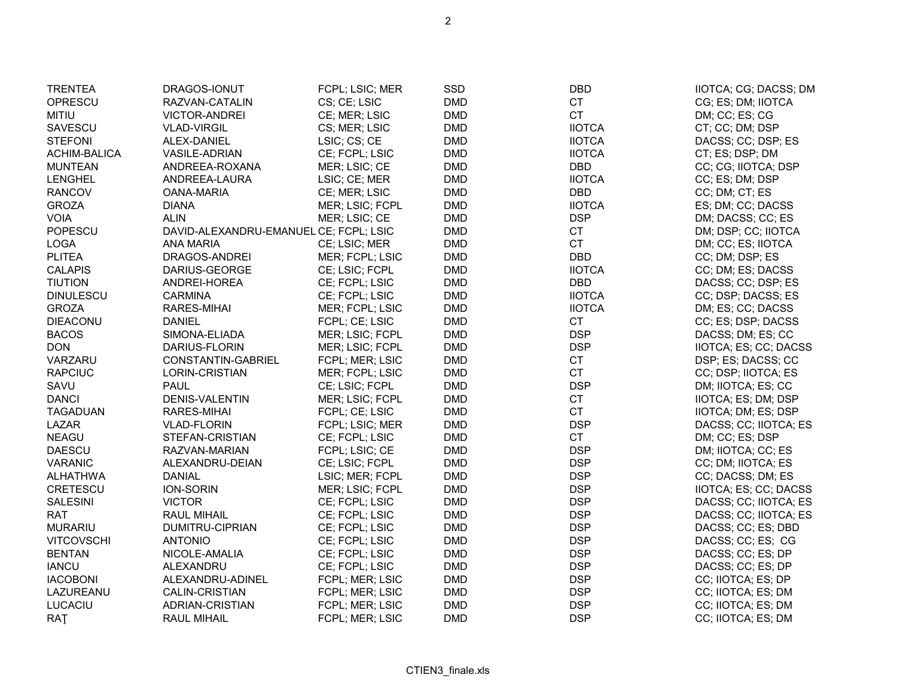| | | | | | |
|---|---|---|---|---|---|
| TRENTEA | DRAGOS-IONUT | FCPL; LSIC; MER | SSD | DBD | IIOTCA; CG; DACSS; DM |
| OPRESCU | RAZVAN-CATALIN | CS; CE; LSIC | DMD | CT | CG; ES; DM; IIOTCA |
| MITIU | VICTOR-ANDREI | CE; MER; LSIC | DMD | CT | DM; CC; ES; CG |
| SAVESCU | VLAD-VIRGIL | CS; MER; LSIC | DMD | IIOTCA | CT; CC; DM; DSP |
| STEFONI | ALEX-DANIEL | LSIC; CS; CE | DMD | IIOTCA | DACSS; CC; DSP; ES |
| ACHIM-BALICA | VASILE-ADRIAN | CE; FCPL; LSIC | DMD | IIOTCA | CT; ES; DSP; DM |
| MUNTEAN | ANDREEA-ROXANA | MER; LSIC; CE | DMD | DBD | CC; CG; IIOTCA; DSP |
| LENGHEL | ANDREEA-LAURA | LSIC; CE; MER | DMD | IIOTCA | CC; ES; DM; DSP |
| RANCOV | OANA-MARIA | CE; MER; LSIC | DMD | DBD | CC; DM; CT; ES |
| GROZA | DIANA | MER; LSIC; FCPL | DMD | IIOTCA | ES; DM; CC; DACSS |
| VOIA | ALIN | MER; LSIC; CE | DMD | DSP | DM; DACSS; CC; ES |
| POPESCU | DAVID-ALEXANDRU-EMANUEL | CE; FCPL; LSIC | DMD | CT | DM; DSP; CC; IIOTCA |
| LOGA | ANA MARIA | CE; LSIC; MER | DMD | CT | DM; CC; ES; IIOTCA |
| PLITEA | DRAGOS-ANDREI | MER; FCPL; LSIC | DMD | DBD | CC; DM; DSP; ES |
| CALAPIS | DARIUS-GEORGE | CE; LSIC; FCPL | DMD | IIOTCA | CC; DM; ES; DACSS |
| TIUTION | ANDREI-HOREA | CE; FCPL; LSIC | DMD | DBD | DACSS; CC; DSP; ES |
| DINULESCU | CARMINA | CE; FCPL; LSIC | DMD | IIOTCA | CC; DSP; DACSS; ES |
| GROZA | RARES-MIHAI | MER; FCPL; LSIC | DMD | IIOTCA | DM; ES; CC; DACSS |
| DIEACONU | DANIEL | FCPL; CE; LSIC | DMD | CT | CC; ES; DSP; DACSS |
| BACOS | SIMONA-ELIADA | MER; LSIC; FCPL | DMD | DSP | DACSS; DM; ES; CC |
| DON | DARIUS-FLORIN | MER; LSIC; FCPL | DMD | DSP | IIOTCA; ES; CC; DACSS |
| VARZARU | CONSTANTIN-GABRIEL | FCPL; MER; LSIC | DMD | CT | DSP; ES; DACSS; CC |
| RAPCIUC | LORIN-CRISTIAN | MER; FCPL; LSIC | DMD | CT | CC; DSP; IIOTCA; ES |
| SAVU | PAUL | CE; LSIC; FCPL | DMD | DSP | DM; IIOTCA; ES; CC |
| DANCI | DENIS-VALENTIN | MER; LSIC; FCPL | DMD | CT | IIOTCA; ES; DM; DSP |
| TAGADUAN | RARES-MIHAI | FCPL; CE; LSIC | DMD | CT | IIOTCA; DM; ES; DSP |
| LAZAR | VLAD-FLORIN | FCPL; LSIC; MER | DMD | DSP | DACSS; CC; IIOTCA; ES |
| NEAGU | STEFAN-CRISTIAN | CE; FCPL; LSIC | DMD | CT | DM; CC; ES; DSP |
| DAESCU | RAZVAN-MARIAN | FCPL; LSIC; CE | DMD | DSP | DM; IIOTCA; CC; ES |
| VARANIC | ALEXANDRU-DEIAN | CE; LSIC; FCPL | DMD | DSP | CC; DM; IIOTCA; ES |
| ALHATHWA | DANIAL | LSIC; MER; FCPL | DMD | DSP | CC; DACSS; DM; ES |
| CRETESCU | ION-SORIN | MER; LSIC; FCPL | DMD | DSP | IIOTCA; ES; CC; DACSS |
| SALESINI | VICTOR | CE; FCPL; LSIC | DMD | DSP | DACSS; CC; IIOTCA; ES |
| RAT | RAUL MIHAIL | CE; FCPL; LSIC | DMD | DSP | DACSS; CC; IIOTCA; ES |
| MURARIU | DUMITRU-CIPRIAN | CE; FCPL; LSIC | DMD | DSP | DACSS; CC; ES; DBD |
| VITCOVSCHI | ANTONIO | CE; FCPL; LSIC | DMD | DSP | DACSS; CC; ES; CG |
| BENTAN | NICOLE-AMALIA | CE; FCPL; LSIC | DMD | DSP | DACSS; CC; ES; DP |
| IANCU | ALEXANDRU | CE; FCPL; LSIC | DMD | DSP | DACSS; CC; ES; DP |
| IACOBONI | ALEXANDRU-ADINEL | FCPL; MER; LSIC | DMD | DSP | CC; IIOTCA; ES; DP |
| LAZUREANU | CALIN-CRISTIAN | FCPL; MER; LSIC | DMD | DSP | CC; IIOTCA; ES; DM |
| LUCACIU | ADRIAN-CRISTIAN | FCPL; MER; LSIC | DMD | DSP | CC; IIOTCA; ES; DM |
| RAŢ | RAUL MIHAIL | FCPL; MER; LSIC | DMD | DSP | CC; IIOTCA; ES; DM |

CTIEN3_finale.xls